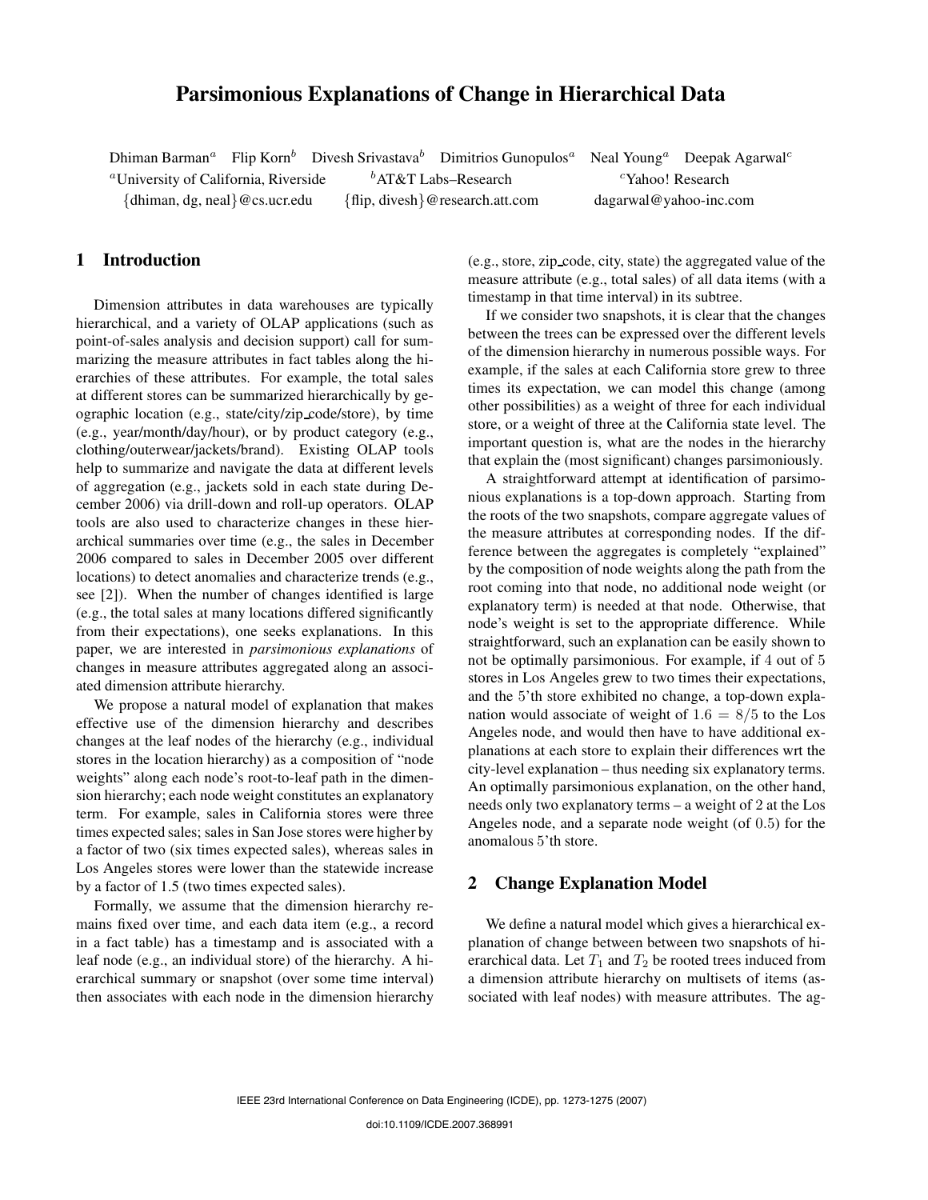# Parsimonious Explanations of Change in Hierarchical Data

Dhiman Barman[a] Flip Korn[b] Divesh Srivastava[b] Dimitrios Gunopulos[a] Neal Young[a] Deepak Agarwal[c]

[a]University of California, Riverside [b]AT&T Labs–Research [c]Yahoo! Research

{dhiman, dg, neal}@cs.ucr.edu {flip, divesh}@research.att.com dagarwal@yahoo-inc.com

## 1 Introduction

Dimension attributes in data warehouses are typically hierarchical, and a variety of OLAP applications (such as point-of-sales analysis and decision support) call for summarizing the measure attributes in fact tables along the hierarchies of these attributes. For example, the total sales at different stores can be summarized hierarchically by geographic location (e.g., state/city/zip_code/store), by time (e.g., year/month/day/hour), or by product category (e.g., clothing/outerwear/jackets/brand). Existing OLAP tools help to summarize and navigate the data at different levels of aggregation (e.g., jackets sold in each state during December 2006) via drill-down and roll-up operators. OLAP tools are also used to characterize changes in these hierarchical summaries over time (e.g., the sales in December 2006 compared to sales in December 2005 over different locations) to detect anomalies and characterize trends (e.g., see [2]). When the number of changes identified is large (e.g., the total sales at many locations differed significantly from their expectations), one seeks explanations. In this paper, we are interested in *parsimonious explanations* of changes in measure attributes aggregated along an associated dimension attribute hierarchy.

We propose a natural model of explanation that makes effective use of the dimension hierarchy and describes changes at the leaf nodes of the hierarchy (e.g., individual stores in the location hierarchy) as a composition of "node weights" along each node's root-to-leaf path in the dimension hierarchy; each node weight constitutes an explanatory term. For example, sales in California stores were three times expected sales; sales in San Jose stores were higher by a factor of two (six times expected sales), whereas sales in Los Angeles stores were lower than the statewide increase by a factor of 1.5 (two times expected sales).

Formally, we assume that the dimension hierarchy remains fixed over time, and each data item (e.g., a record in a fact table) has a timestamp and is associated with a leaf node (e.g., an individual store) of the hierarchy. A hierarchical summary or snapshot (over some time interval) then associates with each node in the dimension hierarchy (e.g., store, zip_code, city, state) the aggregated value of the measure attribute (e.g., total sales) of all data items (with a timestamp in that time interval) in its subtree.

If we consider two snapshots, it is clear that the changes between the trees can be expressed over the different levels of the dimension hierarchy in numerous possible ways. For example, if the sales at each California store grew to three times its expectation, we can model this change (among other possibilities) as a weight of three for each individual store, or a weight of three at the California state level. The important question is, what are the nodes in the hierarchy that explain the (most significant) changes parsimoniously.

A straightforward attempt at identification of parsimonious explanations is a top-down approach. Starting from the roots of the two snapshots, compare aggregate values of the measure attributes at corresponding nodes. If the difference between the aggregates is completely "explained" by the composition of node weights along the path from the root coming into that node, no additional node weight (or explanatory term) is needed at that node. Otherwise, that node's weight is set to the appropriate difference. While straightforward, such an explanation can be easily shown to not be optimally parsimonious. For example, if 4 out of 5 stores in Los Angeles grew to two times their expectations, and the 5'th store exhibited no change, a top-down explanation would associate of weight of $1.6 = 8/5$ to the Los Angeles node, and would then have to have additional explanations at each store to explain their differences wrt the city-level explanation – thus needing six explanatory terms. An optimally parsimonious explanation, on the other hand, needs only two explanatory terms – a weight of 2 at the Los Angeles node, and a separate node weight (of 0.5) for the anomalous 5'th store.

## 2 Change Explanation Model

We define a natural model which gives a hierarchical explanation of change between between two snapshots of hierarchical data. Let $T_1$ and $T_2$ be rooted trees induced from a dimension attribute hierarchy on multisets of items (associated with leaf nodes) with measure attributes. The ag-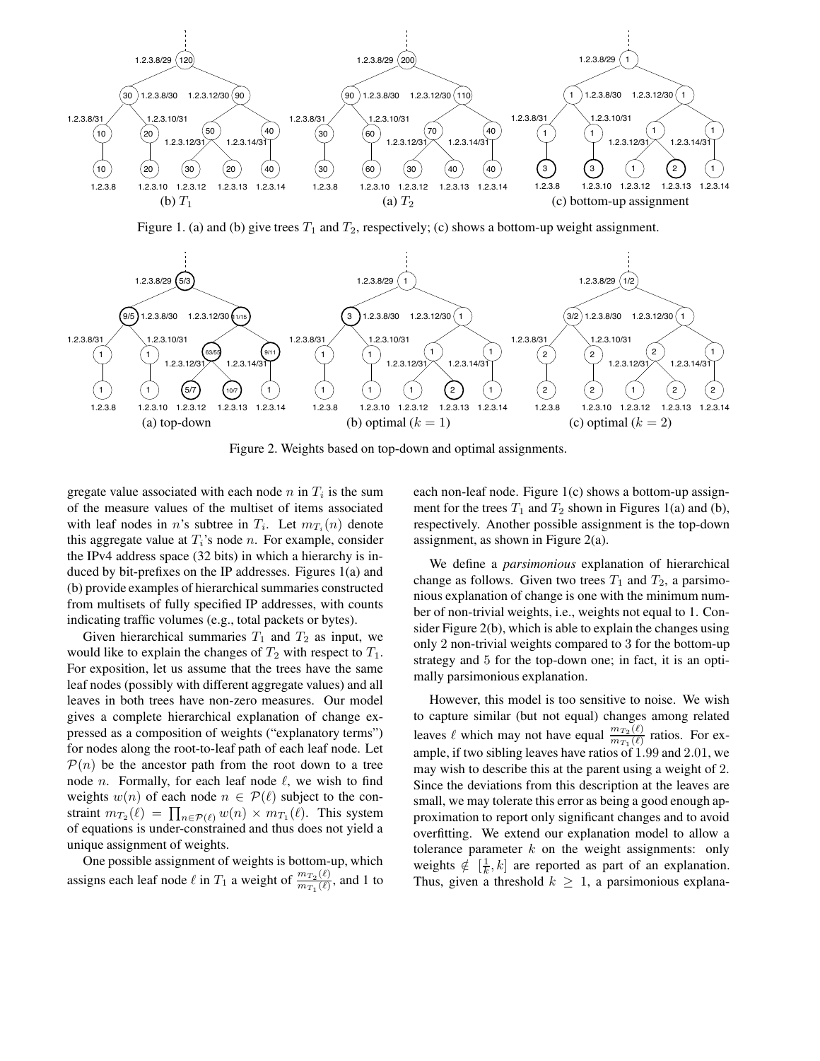Figure 1. (a) and (b) give trees $T_1$ and $T_2$, respectively; (c) shows a bottom-up weight assignment.

Figure 2. Weights based on top-down and optimal assignments.

gregate value associated with each node $n$ in $T_i$ is the sum of the measure values of the multiset of items associated with leaf nodes in $n$'s subtree in $T_i$. Let $m_{T_i}(n)$ denote this aggregate value at $T_i$'s node $n$. For example, consider the IPv4 address space (32 bits) in which a hierarchy is induced by bit-prefixes on the IP addresses. Figures 1(a) and (b) provide examples of hierarchical summaries constructed from multisets of fully specified IP addresses, with counts indicating traffic volumes (e.g., total packets or bytes).

Given hierarchical summaries $T_1$ and $T_2$ as input, we would like to explain the changes of $T_2$ with respect to $T_1$. For exposition, let us assume that the trees have the same leaf nodes (possibly with different aggregate values) and all leaves in both trees have non-zero measures. Our model gives a complete hierarchical explanation of change expressed as a composition of weights ("explanatory terms") for nodes along the root-to-leaf path of each leaf node. Let $\mathcal{P}(n)$ be the ancestor path from the root down to a tree node $n$. Formally, for each leaf node $\ell$, we wish to find weights $w(n)$ of each node $n \in \mathcal{P}(\ell)$ subject to the constraint $m_{T_2}(\ell) = \prod_{n \in \mathcal{P}(\ell)} w(n) \times m_{T_1}(\ell)$. This system of equations is under-constrained and thus does not yield a unique assignment of weights.

One possible assignment of weights is bottom-up, which assigns each leaf node $\ell$ in $T_1$ a weight of $\frac{m_{T_2}(\ell)}{m_{T_1}(\ell)}$, and 1 to each non-leaf node. Figure 1(c) shows a bottom-up assignment for the trees $T_1$ and $T_2$ shown in Figures 1(a) and (b), respectively. Another possible assignment is the top-down assignment, as shown in Figure 2(a).

We define a *parsimonious* explanation of hierarchical change as follows. Given two trees $T_1$ and $T_2$, a parsimonious explanation of change is one with the minimum number of non-trivial weights, i.e., weights not equal to 1. Consider Figure 2(b), which is able to explain the changes using only 2 non-trivial weights compared to 3 for the bottom-up strategy and 5 for the top-down one; in fact, it is an optimally parsimonious explanation.

However, this model is too sensitive to noise. We wish to capture similar (but not equal) changes among related leaves $\ell$ which may not have equal $\frac{m_{T_2}(\ell)}{m_{T_1}(\ell)}$ ratios. For example, if two sibling leaves have ratios of 1.99 and 2.01, we may wish to describe this at the parent using a weight of 2. Since the deviations from this description at the leaves are small, we may tolerate this error as being a good enough approximation to report only significant changes and to avoid overfitting. We extend our explanation model to allow a tolerance parameter $k$ on the weight assignments: only weights $\notin [\frac{1}{k}, k]$ are reported as part of an explanation. Thus, given a threshold $k \geq 1$, a parsimonious explana-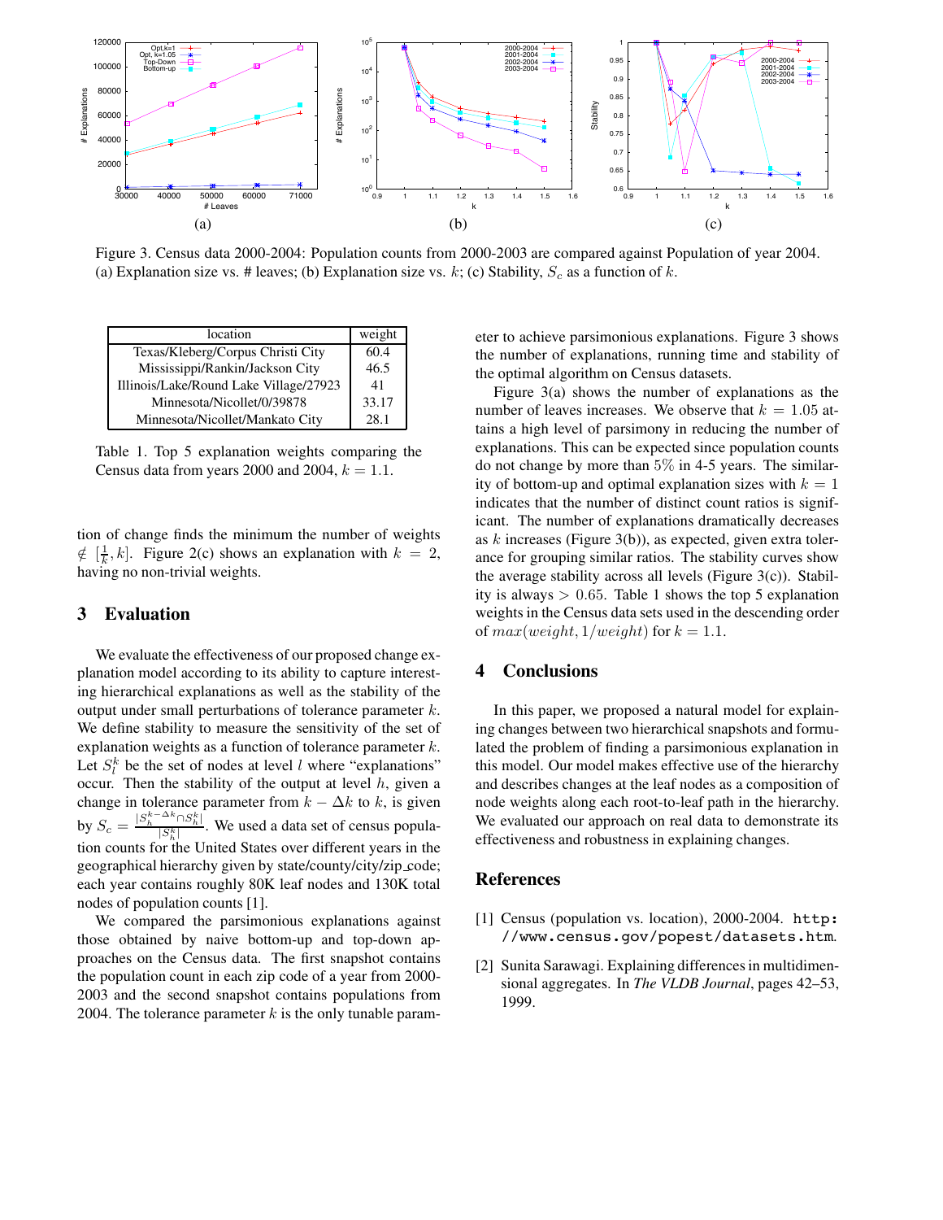120000
100000
80000
60000
40000
20000
0
30000 40000 50000 60000 71000
# Leaves
# Explanations
Opt,k=1
Opt, k=1.05
Top-Down
Bottom-up
(a)

$10^5$
$10^4$
$10^3$
$10^2$
$10^1$
$10^0$
0.9 1 1.1 1.2 1.3 1.4 1.5 1.6
k
# Explanations
2000-2004
2001-2004
2002-2004
2003-2004
(b)

1
0.95
0.9
0.85
0.8
0.75
0.7
0.65
0.6
0.9 1 1.1 1.2 1.3 1.4 1.5 1.6
k
Stability
2000-2004
2001-2004
2002-2004
2003-2004
(c)

Figure 3. Census data 2000-2004: Population counts from 2000-2003 are compared against Population of year 2004. (a) Explanation size vs. # leaves; (b) Explanation size vs. $k$; (c) Stability, $S_c$ as a function of $k$.

| location | weight |
|---|---|
| Texas/Kleberg/Corpus Christi City | 60.4 |
| Mississippi/Rankin/Jackson City | 46.5 |
| Illinois/Lake/Round Lake Village/27923 | 41 |
| Minnesota/Nicollet/0/39878 | 33.17 |
| Minnesota/Nicollet/Mankato City | 28.1 |

Table 1. Top 5 explanation weights comparing the Census data from years 2000 and 2004, $k = 1.1$.

tion of change finds the minimum the number of weights $\notin [\frac{1}{k}, k]$. Figure 2(c) shows an explanation with $k = 2$, having no non-trivial weights.

## 3 Evaluation

We evaluate the effectiveness of our proposed change explanation model according to its ability to capture interesting hierarchical explanations as well as the stability of the output under small perturbations of tolerance parameter $k$. We define stability to measure the sensitivity of the set of explanation weights as a function of tolerance parameter $k$. Let $S_l^k$ be the set of nodes at level $l$ where "explanations" occur. Then the stability of the output at level $h$, given a change in tolerance parameter from $k - \Delta k$ to $k$, is given by $S_c = \frac{|S_h^{k-\Delta k} \cap S_h^k|}{|S_h^k|}$. We used a data set of census population counts for the United States over different years in the geographical hierarchy given by state/county/city/zip_code; each year contains roughly 80K leaf nodes and 130K total nodes of population counts [1].

We compared the parsimonious explanations against those obtained by naive bottom-up and top-down approaches on the Census data. The first snapshot contains the population count in each zip code of a year from 2000-2003 and the second snapshot contains populations from 2004. The tolerance parameter $k$ is the only tunable parameter to achieve parsimonious explanations. Figure 3 shows the number of explanations, running time and stability of the optimal algorithm on Census datasets.

Figure 3(a) shows the number of explanations as the number of leaves increases. We observe that $k = 1.05$ attains a high level of parsimony in reducing the number of explanations. This can be expected since population counts do not change by more than 5% in 4-5 years. The similarity of bottom-up and optimal explanation sizes with $k = 1$ indicates that the number of distinct count ratios is significant. The number of explanations dramatically decreases as $k$ increases (Figure 3(b)), as expected, given extra tolerance for grouping similar ratios. The stability curves show the average stability across all levels (Figure 3(c)). Stability is always $> 0.65$. Table 1 shows the top 5 explanation weights in the Census data sets used in the descending order of $max(weight, 1/weight)$ for $k = 1.1$.

## 4 Conclusions

In this paper, we proposed a natural model for explaining changes between two hierarchical snapshots and formulated the problem of finding a parsimonious explanation in this model. Our model makes effective use of the hierarchy and describes changes at the leaf nodes as a composition of node weights along each root-to-leaf path in the hierarchy. We evaluated our approach on real data to demonstrate its effectiveness and robustness in explaining changes.

## References

[1] Census (population vs. location), 2000-2004. `http://www.census.gov/popest/datasets.htm`.

[2] Sunita Sarawagi. Explaining differences in multidimensional aggregates. In *The VLDB Journal*, pages 42–53, 1999.